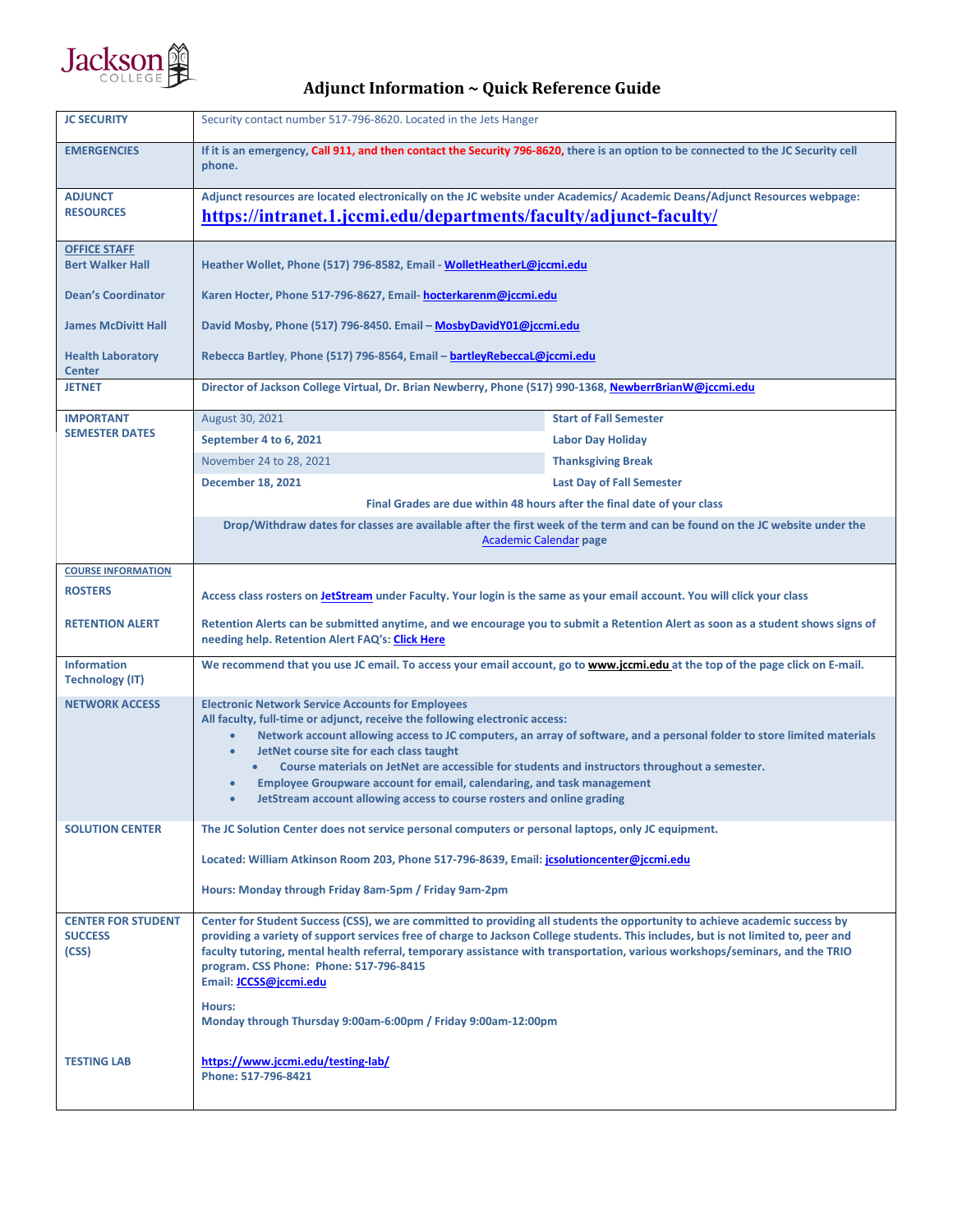Jackson College

# Adjunct Information ~ Quick Reference Guide

| | |
|---|---|
| **JC SECURITY** | Security contact number 517-796-8620. Located in the Jets Hanger |
| **EMERGENCIES** | **If it is an emergency, Call 911, and then contact the Security 796-8620, there is an option to be connected to the JC Security cell phone.** |
| **ADJUNCT RESOURCES** | **Adjunct resources are located electronically on the JC website under Academics/ Academic Deans/Adjunct Resources webpage:** **https://intranet.1.jccmi.edu/departments/faculty/adjunct-faculty/** |
| **OFFICE STAFF** | |
| **Bert Walker Hall** | **Heather Wollet, Phone (517) 796-8582, Email - WolletHeatherL@jccmi.edu** |
| **Dean's Coordinator** | **Karen Hocter, Phone 517-796-8627, Email- hocterkarenm@jccmi.edu** |
| **James McDivitt Hall** | **David Mosby, Phone (517) 796-8450. Email – MosbyDavidY01@jccmi.edu** |
| **Health Laboratory Center** | **Rebecca Bartley, Phone (517) 796-8564, Email – bartleyRebeccaL@jccmi.edu** |
| **JETNET** | **Director of Jackson College Virtual, Dr. Brian Newberry, Phone (517) 990-1368, NewberrBrianW@jccmi.edu** |

## IMPORTANT SEMESTER DATES

| Date | Event |
|---|---|
| August 30, 2021 | **Start of Fall Semester** |
| **September 4 to 6, 2021** | **Labor Day Holiday** |
| November 24 to 28, 2021 | **Thanksgiving Break** |
| **December 18, 2021** | **Last Day of Fall Semester** |

**Final Grades are due within 48 hours after the final date of your class**

**Drop/Withdraw dates for classes are available after the first week of the term and can be found on the JC website under the Academic Calendar page**

## COURSE INFORMATION

| | |
|---|---|
| **ROSTERS** | **Access class rosters on JetStream under Faculty. Your login is the same as your email account. You will click your class** |
| **RETENTION ALERT** | **Retention Alerts can be submitted anytime, and we encourage you to submit a Retention Alert as soon as a student shows signs of needing help. Retention Alert FAQ's: Click Here** |
| **Information Technology (IT)** | **We recommend that you use JC email. To access your email account, go to www.jccmi.edu at the top of the page click on E-mail.** |

## NETWORK ACCESS

**Electronic Network Service Accounts for Employees**
**All faculty, full-time or adjunct, receive the following electronic access:**

- **Network account allowing access to JC computers, an array of software, and a personal folder to store limited materials**
- **JetNet course site for each class taught**
  - **Course materials on JetNet are accessible for students and instructors throughout a semester.**
- **Employee Groupware account for email, calendaring, and task management**
- **JetStream account allowing access to course rosters and online grading**

## SOLUTION CENTER

**The JC Solution Center does not service personal computers or personal laptops, only JC equipment.**

**Located: William Atkinson Room 203, Phone 517-796-8639, Email: jcsolutioncenter@jccmi.edu**

**Hours: Monday through Friday 8am-5pm / Friday 9am-2pm**

## CENTER FOR STUDENT SUCCESS (CSS)

**Center for Student Success (CSS), we are committed to providing all students the opportunity to achieve academic success by providing a variety of support services free of charge to Jackson College students. This includes, but is not limited to, peer and faculty tutoring, mental health referral, temporary assistance with transportation, various workshops/seminars, and the TRIO program. CSS Phone: Phone: 517-796-8415**
**Email: JCCSS@jccmi.edu**

**Hours:**
**Monday through Thursday 9:00am-6:00pm / Friday 9:00am-12:00pm**

## TESTING LAB

**https://www.jccmi.edu/testing-lab/**
**Phone: 517-796-8421**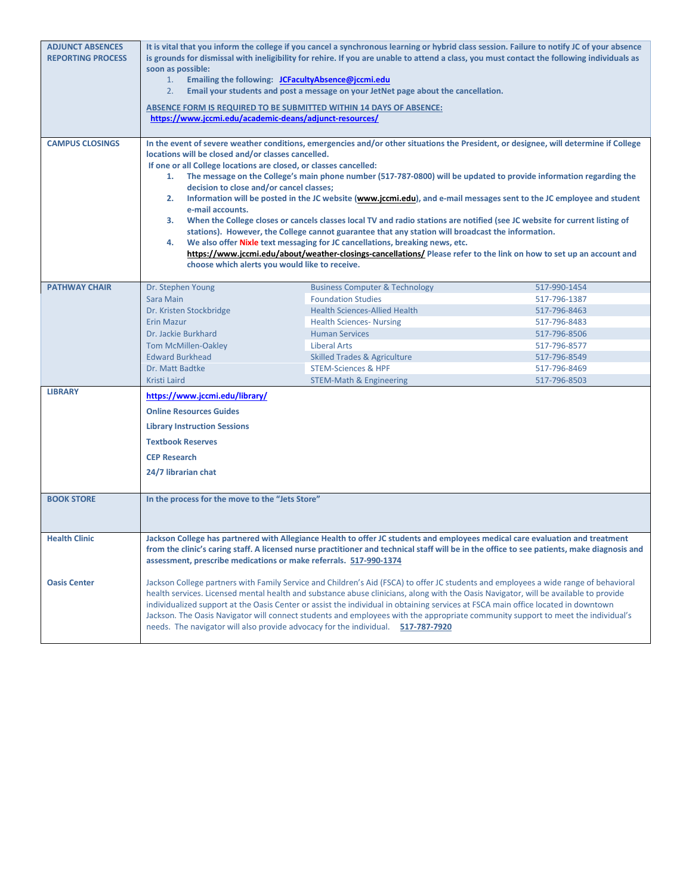| | |
|---|---|
| **ADJUNCT ABSENCES REPORTING PROCESS** | **It is vital that you inform the college if you cancel a synchronous learning or hybrid class session. Failure to notify JC of your absence is grounds for dismissal with ineligibility for rehire. If you are unable to attend a class, you must contact the following individuals as soon as possible:**<br>1. **Emailing the following: JCFacultyAbsence@jccmi.edu**<br>2. **Email your students and post a message on your JetNet page about the cancellation.**<br><br>**ABSENCE FORM IS REQUIRED TO BE SUBMITTED WITHIN 14 DAYS OF ABSENCE:**<br>**https://www.jccmi.edu/academic-deans/adjunct-resources/** |
| **CAMPUS CLOSINGS** | **In the event of severe weather conditions, emergencies and/or other situations the President, or designee, will determine if College locations will be closed and/or classes cancelled.**<br>**If one or all College locations are closed, or classes cancelled:**<br>1. **The message on the College's main phone number (517-787-0800) will be updated to provide information regarding the decision to close and/or cancel classes;**<br>2. **Information will be posted in the JC website (www.jccmi.edu), and e-mail messages sent to the JC employee and student e-mail accounts.**<br>3. **When the College closes or cancels classes local TV and radio stations are notified (see JC website for current listing of stations). However, the College cannot guarantee that any station will broadcast the information.**<br>4. **We also offer Nixle text messaging for JC cancellations, breaking news, etc. https://www.jccmi.edu/about/weather-closings-cancellations/ Please refer to the link on how to set up an account and choose which alerts you would like to receive.** |

| | | | |
|---|---|---|---|
| **PATHWAY CHAIR** | Dr. Stephen Young | Business Computer & Technology | 517-990-1454 |
| | Sara Main | Foundation Studies | 517-796-1387 |
| | Dr. Kristen Stockbridge | Health Sciences-Allied Health | 517-796-8463 |
| | Erin Mazur | Health Sciences- Nursing | 517-796-8483 |
| | Dr. Jackie Burkhard | Human Services | 517-796-8506 |
| | Tom McMillen-Oakley | Liberal Arts | 517-796-8577 |
| | Edward Burkhead | Skilled Trades & Agriculture | 517-796-8549 |
| | Dr. Matt Badtke | STEM-Sciences & HPF | 517-796-8469 |
| | Kristi Laird | STEM-Math & Engineering | 517-796-8503 |

| | |
|---|---|
| **LIBRARY** | **https://www.jccmi.edu/library/**<br><br>**Online Resources Guides**<br><br>**Library Instruction Sessions**<br><br>**Textbook Reserves**<br><br>**CEP Research**<br><br>**24/7 librarian chat** |
| **BOOK STORE** | **In the process for the move to the "Jets Store"** |
| **Health Clinic** | **Jackson College has partnered with Allegiance Health to offer JC students and employees medical care evaluation and treatment from the clinic's caring staff. A licensed nurse practitioner and technical staff will be in the office to see patients, make diagnosis and assessment, prescribe medications or make referrals. 517-990-1374** |
| **Oasis Center** | Jackson College partners with Family Service and Children's Aid (FSCA) to offer JC students and employees a wide range of behavioral health services. Licensed mental health and substance abuse clinicians, along with the Oasis Navigator, will be available to provide individualized support at the Oasis Center or assist the individual in obtaining services at FSCA main office located in downtown Jackson. The Oasis Navigator will connect students and employees with the appropriate community support to meet the individual's needs. The navigator will also provide advocacy for the individual. **517-787-7920** |